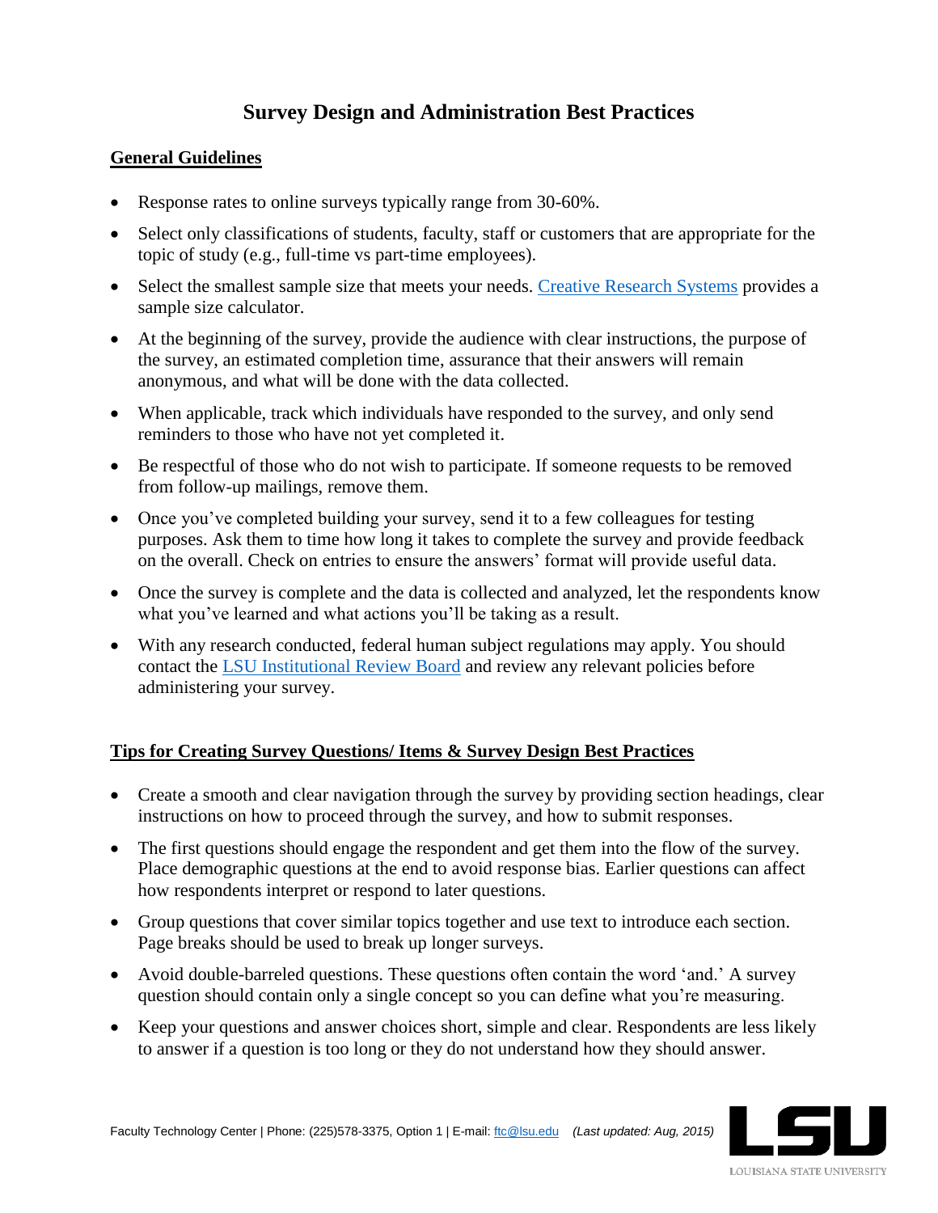# Survey Design and Administration Best Practices

## General Guidelines

- Response rates to online surveys typically range from 30-60%.
- Select only classifications of students, faculty, staff or customers that are appropriate for the topic of study (e.g., full-time vs part-time employees).
- Select the smallest sample size that meets your needs. [Creative Research Systems]() provides a sample size calculator.
- At the beginning of the survey, provide the audience with clear instructions, the purpose of the survey, an estimated completion time, assurance that their answers will remain anonymous, and what will be done with the data collected.
- When applicable, track which individuals have responded to the survey, and only send reminders to those who have not yet completed it.
- Be respectful of those who do not wish to participate. If someone requests to be removed from follow-up mailings, remove them.
- Once you've completed building your survey, send it to a few colleagues for testing purposes. Ask them to time how long it takes to complete the survey and provide feedback on the overall. Check on entries to ensure the answers' format will provide useful data.
- Once the survey is complete and the data is collected and analyzed, let the respondents know what you've learned and what actions you'll be taking as a result.
- With any research conducted, federal human subject regulations may apply. You should contact the [LSU Institutional Review Board]() and review any relevant policies before administering your survey.

## Tips for Creating Survey Questions/ Items & Survey Design Best Practices

- Create a smooth and clear navigation through the survey by providing section headings, clear instructions on how to proceed through the survey, and how to submit responses.
- The first questions should engage the respondent and get them into the flow of the survey. Place demographic questions at the end to avoid response bias. Earlier questions can affect how respondents interpret or respond to later questions.
- Group questions that cover similar topics together and use text to introduce each section. Page breaks should be used to break up longer surveys.
- Avoid double-barreled questions. These questions often contain the word 'and.' A survey question should contain only a single concept so you can define what you're measuring.
- Keep your questions and answer choices short, simple and clear. Respondents are less likely to answer if a question is too long or they do not understand how they should answer.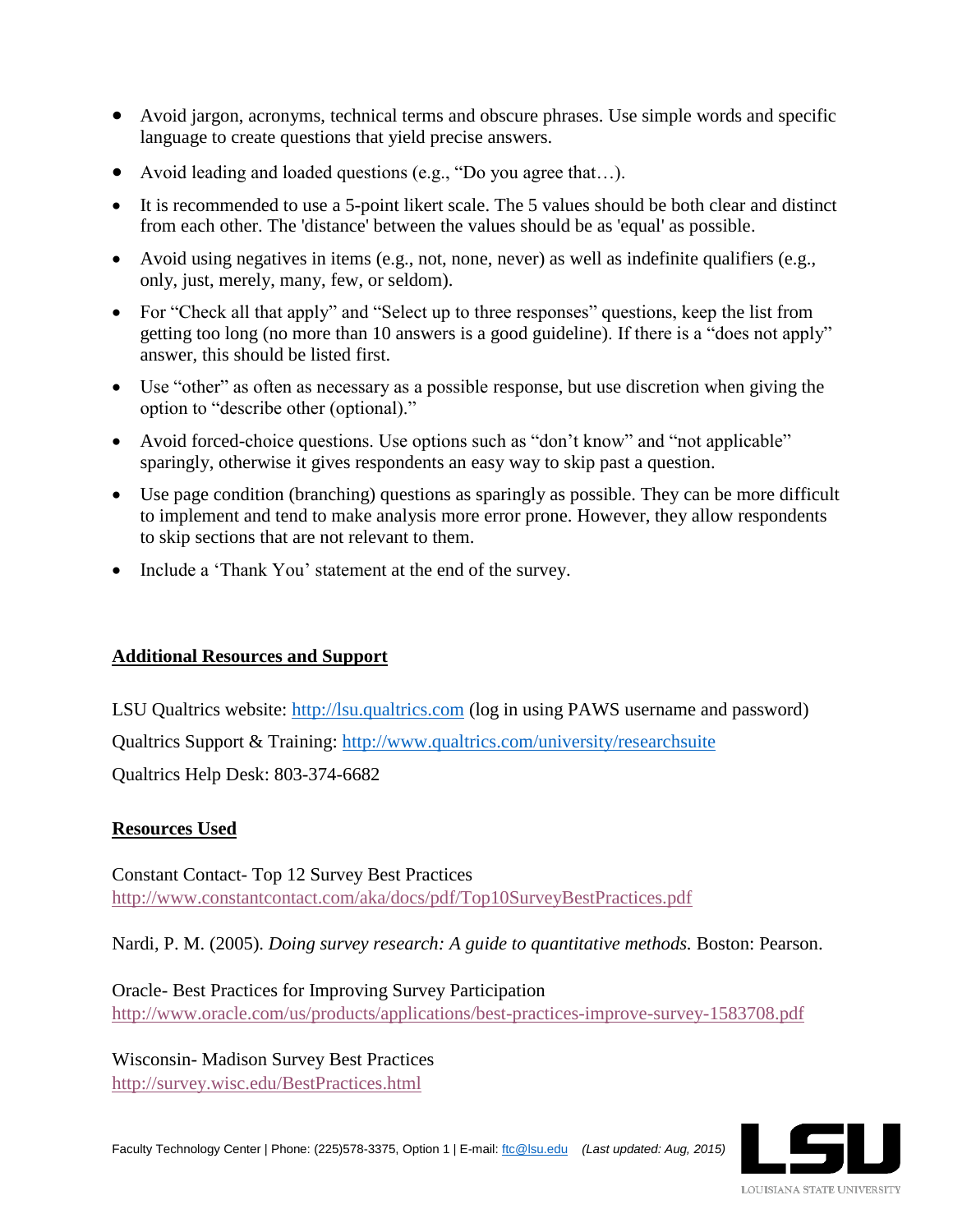- Avoid jargon, acronyms, technical terms and obscure phrases. Use simple words and specific language to create questions that yield precise answers.
- Avoid leading and loaded questions (e.g., "Do you agree that…).
- It is recommended to use a 5-point likert scale. The 5 values should be both clear and distinct from each other. The 'distance' between the values should be as 'equal' as possible.
- Avoid using negatives in items (e.g., not, none, never) as well as indefinite qualifiers (e.g., only, just, merely, many, few, or seldom).
- For "Check all that apply" and "Select up to three responses" questions, keep the list from getting too long (no more than 10 answers is a good guideline). If there is a "does not apply" answer, this should be listed first.
- Use "other" as often as necessary as a possible response, but use discretion when giving the option to "describe other (optional)."
- Avoid forced-choice questions. Use options such as "don't know" and "not applicable" sparingly, otherwise it gives respondents an easy way to skip past a question.
- Use page condition (branching) questions as sparingly as possible. They can be more difficult to implement and tend to make analysis more error prone. However, they allow respondents to skip sections that are not relevant to them.
- Include a 'Thank You' statement at the end of the survey.

## Additional Resources and Support

LSU Qualtrics website: http://lsu.qualtrics.com (log in using PAWS username and password)

Qualtrics Support & Training: http://www.qualtrics.com/university/researchsuite

Qualtrics Help Desk: 803-374-6682

## Resources Used

Constant Contact- Top 12 Survey Best Practices
http://www.constantcontact.com/aka/docs/pdf/Top10SurveyBestPractices.pdf

Nardi, P. M. (2005). *Doing survey research: A guide to quantitative methods.* Boston: Pearson.

Oracle- Best Practices for Improving Survey Participation
http://www.oracle.com/us/products/applications/best-practices-improve-survey-1583708.pdf

Wisconsin- Madison Survey Best Practices
http://survey.wisc.edu/BestPractices.html

Faculty Technology Center | Phone: (225)578-3375, Option 1 | E-mail: ftc@lsu.edu *(Last updated: Aug, 2015)*

LSU
LOUISIANA STATE UNIVERSITY